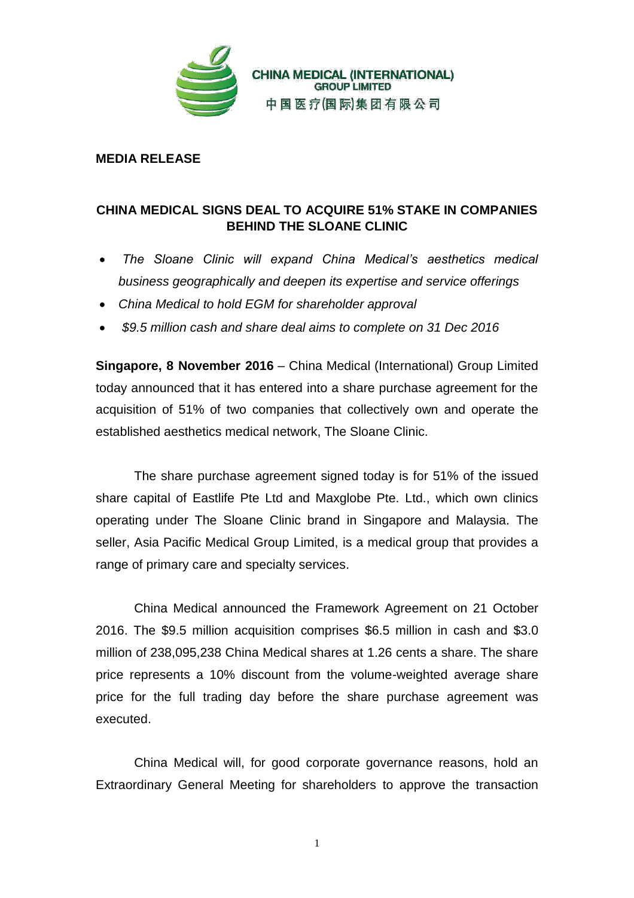CHINA MEDICAL (INTERNATIONAL) GROUP LIMITED
中国医疗(国际)集团有限公司

**MEDIA RELEASE**

## CHINA MEDICAL SIGNS DEAL TO ACQUIRE 51% STAKE IN COMPANIES BEHIND THE SLOANE CLINIC

- *The Sloane Clinic will expand China Medical's aesthetics medical business geographically and deepen its expertise and service offerings*
- *China Medical to hold EGM for shareholder approval*
- *$9.5 million cash and share deal aims to complete on 31 Dec 2016*

**Singapore, 8 November 2016** – China Medical (International) Group Limited today announced that it has entered into a share purchase agreement for the acquisition of 51% of two companies that collectively own and operate the established aesthetics medical network, The Sloane Clinic.

The share purchase agreement signed today is for 51% of the issued share capital of Eastlife Pte Ltd and Maxglobe Pte. Ltd., which own clinics operating under The Sloane Clinic brand in Singapore and Malaysia. The seller, Asia Pacific Medical Group Limited, is a medical group that provides a range of primary care and specialty services.

China Medical announced the Framework Agreement on 21 October 2016. The $9.5 million acquisition comprises $6.5 million in cash and $3.0 million of 238,095,238 China Medical shares at 1.26 cents a share. The share price represents a 10% discount from the volume-weighted average share price for the full trading day before the share purchase agreement was executed.

China Medical will, for good corporate governance reasons, hold an Extraordinary General Meeting for shareholders to approve the transaction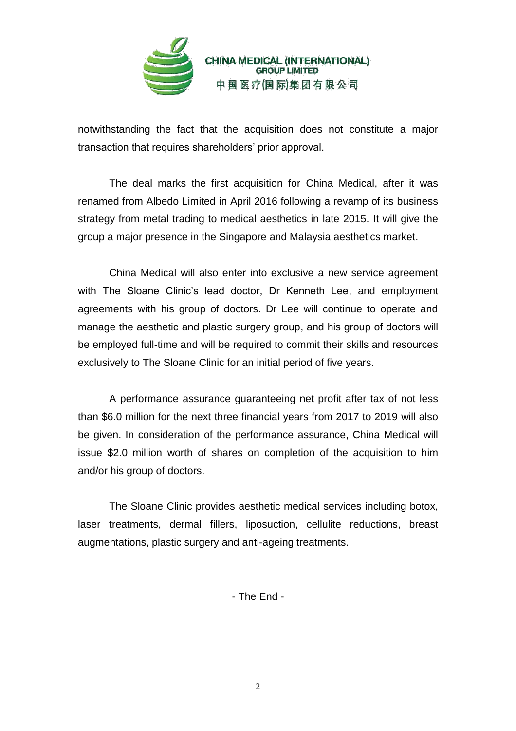notwithstanding the fact that the acquisition does not constitute a major transaction that requires shareholders' prior approval.

The deal marks the first acquisition for China Medical, after it was renamed from Albedo Limited in April 2016 following a revamp of its business strategy from metal trading to medical aesthetics in late 2015. It will give the group a major presence in the Singapore and Malaysia aesthetics market.

China Medical will also enter into exclusive a new service agreement with The Sloane Clinic's lead doctor, Dr Kenneth Lee, and employment agreements with his group of doctors. Dr Lee will continue to operate and manage the aesthetic and plastic surgery group, and his group of doctors will be employed full-time and will be required to commit their skills and resources exclusively to The Sloane Clinic for an initial period of five years.

A performance assurance guaranteeing net profit after tax of not less than $6.0 million for the next three financial years from 2017 to 2019 will also be given. In consideration of the performance assurance, China Medical will issue $2.0 million worth of shares on completion of the acquisition to him and/or his group of doctors.

The Sloane Clinic provides aesthetic medical services including botox, laser treatments, dermal fillers, liposuction, cellulite reductions, breast augmentations, plastic surgery and anti-ageing treatments.

- The End -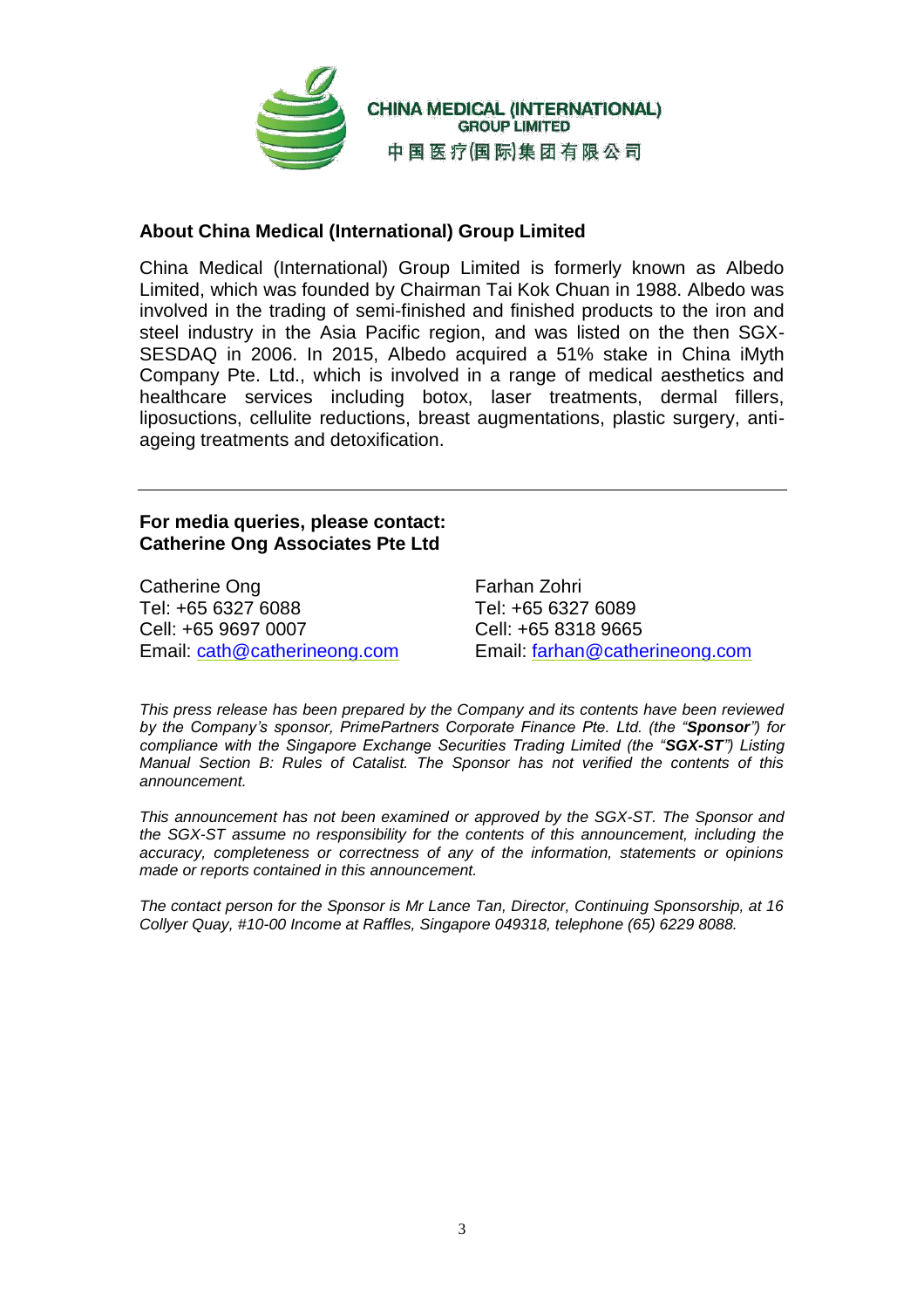CHINA MEDICAL (INTERNATIONAL) GROUP LIMITED
中国医疗(国际)集团有限公司

## About China Medical (International) Group Limited

China Medical (International) Group Limited is formerly known as Albedo Limited, which was founded by Chairman Tai Kok Chuan in 1988. Albedo was involved in the trading of semi-finished and finished products to the iron and steel industry in the Asia Pacific region, and was listed on the then SGX-SESDAQ in 2006. In 2015, Albedo acquired a 51% stake in China iMyth Company Pte. Ltd., which is involved in a range of medical aesthetics and healthcare services including botox, laser treatments, dermal fillers, liposuctions, cellulite reductions, breast augmentations, plastic surgery, anti-ageing treatments and detoxification.

---

**For media queries, please contact:**
**Catherine Ong Associates Pte Ltd**

Catherine Ong
Tel: +65 6327 6088
Cell: +65 9697 0007
Email: cath@catherineong.com

Farhan Zohri
Tel: +65 6327 6089
Cell: +65 8318 9665
Email: farhan@catherineong.com

*This press release has been prepared by the Company and its contents have been reviewed by the Company's sponsor, PrimePartners Corporate Finance Pte. Ltd. (the "**Sponsor**") for compliance with the Singapore Exchange Securities Trading Limited (the "**SGX-ST**") Listing Manual Section B: Rules of Catalist. The Sponsor has not verified the contents of this announcement.*

*This announcement has not been examined or approved by the SGX-ST. The Sponsor and the SGX-ST assume no responsibility for the contents of this announcement, including the accuracy, completeness or correctness of any of the information, statements or opinions made or reports contained in this announcement.*

*The contact person for the Sponsor is Mr Lance Tan, Director, Continuing Sponsorship, at 16 Collyer Quay, #10-00 Income at Raffles, Singapore 049318, telephone (65) 6229 8088.*